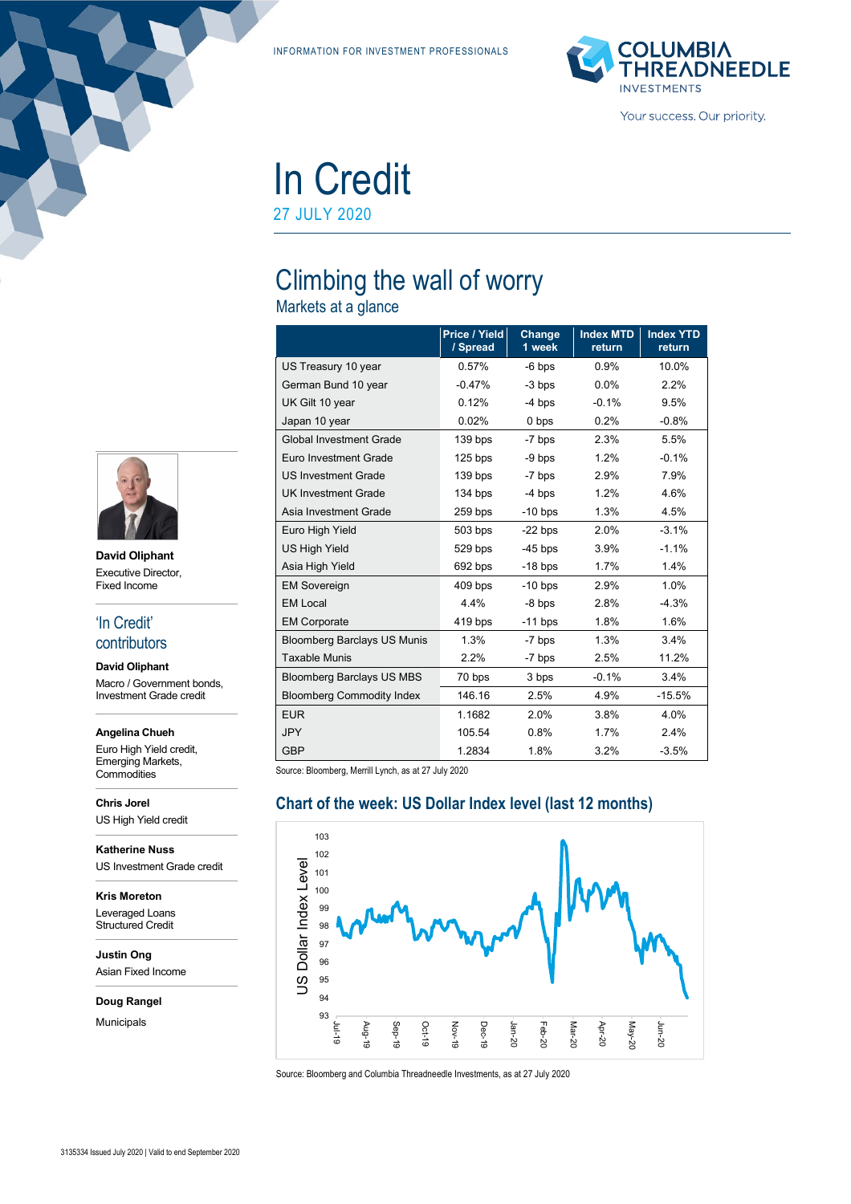INFORMATION FOR INVESTMENT PROFESSIONALS

COLUMBIA THREADNEEDLE INVESTMENTS

Your success. Our priority.

# In Credit

27 JULY 2020

## Climbing the wall of worry

### Markets at a glance

| | Price / Yield / Spread | Change 1 week | Index MTD return | Index YTD return |
|---|---|---|---|---|
| US Treasury 10 year | 0.57% | -6 bps | 0.9% | 10.0% |
| German Bund 10 year | -0.47% | -3 bps | 0.0% | 2.2% |
| UK Gilt 10 year | 0.12% | -4 bps | -0.1% | 9.5% |
| Japan 10 year | 0.02% | 0 bps | 0.2% | -0.8% |
| Global Investment Grade | 139 bps | -7 bps | 2.3% | 5.5% |
| Euro Investment Grade | 125 bps | -9 bps | 1.2% | -0.1% |
| US Investment Grade | 139 bps | -7 bps | 2.9% | 7.9% |
| UK Investment Grade | 134 bps | -4 bps | 1.2% | 4.6% |
| Asia Investment Grade | 259 bps | -10 bps | 1.3% | 4.5% |
| Euro High Yield | 503 bps | -22 bps | 2.0% | -3.1% |
| US High Yield | 529 bps | -45 bps | 3.9% | -1.1% |
| Asia High Yield | 692 bps | -18 bps | 1.7% | 1.4% |
| EM Sovereign | 409 bps | -10 bps | 2.9% | 1.0% |
| EM Local | 4.4% | -8 bps | 2.8% | -4.3% |
| EM Corporate | 419 bps | -11 bps | 1.8% | 1.6% |
| Bloomberg Barclays US Munis | 1.3% | -7 bps | 1.3% | 3.4% |
| Taxable Munis | 2.2% | -7 bps | 2.5% | 11.2% |
| Bloomberg Barclays US MBS | 70 bps | 3 bps | -0.1% | 3.4% |
| Bloomberg Commodity Index | 146.16 | 2.5% | 4.9% | -15.5% |
| EUR | 1.1682 | 2.0% | 3.8% | 4.0% |
| JPY | 105.54 | 0.8% | 1.7% | 2.4% |
| GBP | 1.2834 | 1.8% | 3.2% | -3.5% |

Source: Bloomberg, Merrill Lynch, as at 27 July 2020

### Chart of the week: US Dollar Index level (last 12 months)

Source: Bloomberg and Columbia Threadneedle Investments, as at 27 July 2020

**David Oliphant**
Executive Director, Fixed Income

## 'In Credit' contributors

**David Oliphant**
Macro / Government bonds, Investment Grade credit

**Angelina Chueh**
Euro High Yield credit, Emerging Markets, Commodities

**Chris Jorel**
US High Yield credit

**Katherine Nuss**
US Investment Grade credit

**Kris Moreton**
Leveraged Loans
Structured Credit

**Justin Ong**
Asian Fixed Income

**Doug Rangel**
Municipals

3135334 Issued July 2020 | Valid to end September 2020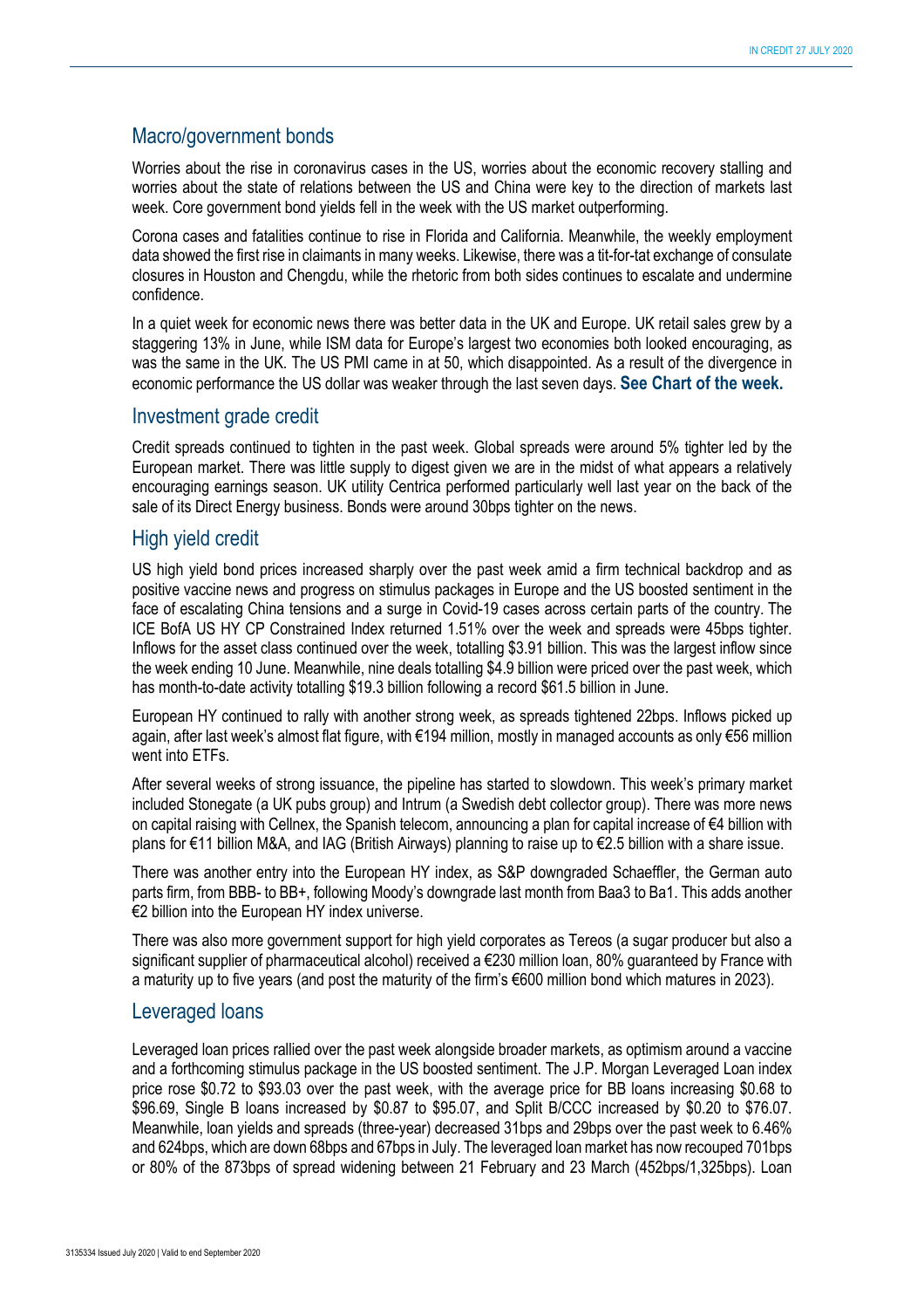## Macro/government bonds

Worries about the rise in coronavirus cases in the US, worries about the economic recovery stalling and worries about the state of relations between the US and China were key to the direction of markets last week. Core government bond yields fell in the week with the US market outperforming.

Corona cases and fatalities continue to rise in Florida and California. Meanwhile, the weekly employment data showed the first rise in claimants in many weeks. Likewise, there was a tit-for-tat exchange of consulate closures in Houston and Chengdu, while the rhetoric from both sides continues to escalate and undermine confidence.

In a quiet week for economic news there was better data in the UK and Europe. UK retail sales grew by a staggering 13% in June, while ISM data for Europe's largest two economies both looked encouraging, as was the same in the UK. The US PMI came in at 50, which disappointed. As a result of the divergence in economic performance the US dollar was weaker through the last seven days. **See Chart of the week.**

## Investment grade credit

Credit spreads continued to tighten in the past week. Global spreads were around 5% tighter led by the European market. There was little supply to digest given we are in the midst of what appears a relatively encouraging earnings season. UK utility Centrica performed particularly well last year on the back of the sale of its Direct Energy business. Bonds were around 30bps tighter on the news.

## High yield credit

US high yield bond prices increased sharply over the past week amid a firm technical backdrop and as positive vaccine news and progress on stimulus packages in Europe and the US boosted sentiment in the face of escalating China tensions and a surge in Covid-19 cases across certain parts of the country. The ICE BofA US HY CP Constrained Index returned 1.51% over the week and spreads were 45bps tighter. Inflows for the asset class continued over the week, totalling $3.91 billion. This was the largest inflow since the week ending 10 June. Meanwhile, nine deals totalling $4.9 billion were priced over the past week, which has month-to-date activity totalling $19.3 billion following a record $61.5 billion in June.

European HY continued to rally with another strong week, as spreads tightened 22bps. Inflows picked up again, after last week's almost flat figure, with €194 million, mostly in managed accounts as only €56 million went into ETFs.

After several weeks of strong issuance, the pipeline has started to slowdown. This week's primary market included Stonegate (a UK pubs group) and Intrum (a Swedish debt collector group). There was more news on capital raising with Cellnex, the Spanish telecom, announcing a plan for capital increase of €4 billion with plans for €11 billion M&A, and IAG (British Airways) planning to raise up to €2.5 billion with a share issue.

There was another entry into the European HY index, as S&P downgraded Schaeffler, the German auto parts firm, from BBB- to BB+, following Moody's downgrade last month from Baa3 to Ba1. This adds another €2 billion into the European HY index universe.

There was also more government support for high yield corporates as Tereos (a sugar producer but also a significant supplier of pharmaceutical alcohol) received a €230 million loan, 80% guaranteed by France with a maturity up to five years (and post the maturity of the firm's €600 million bond which matures in 2023).

## Leveraged loans

Leveraged loan prices rallied over the past week alongside broader markets, as optimism around a vaccine and a forthcoming stimulus package in the US boosted sentiment. The J.P. Morgan Leveraged Loan index price rose $0.72 to $93.03 over the past week, with the average price for BB loans increasing $0.68 to $96.69, Single B loans increased by $0.87 to $95.07, and Split B/CCC increased by $0.20 to $76.07. Meanwhile, loan yields and spreads (three-year) decreased 31bps and 29bps over the past week to 6.46% and 624bps, which are down 68bps and 67bps in July. The leveraged loan market has now recouped 701bps or 80% of the 873bps of spread widening between 21 February and 23 March (452bps/1,325bps). Loan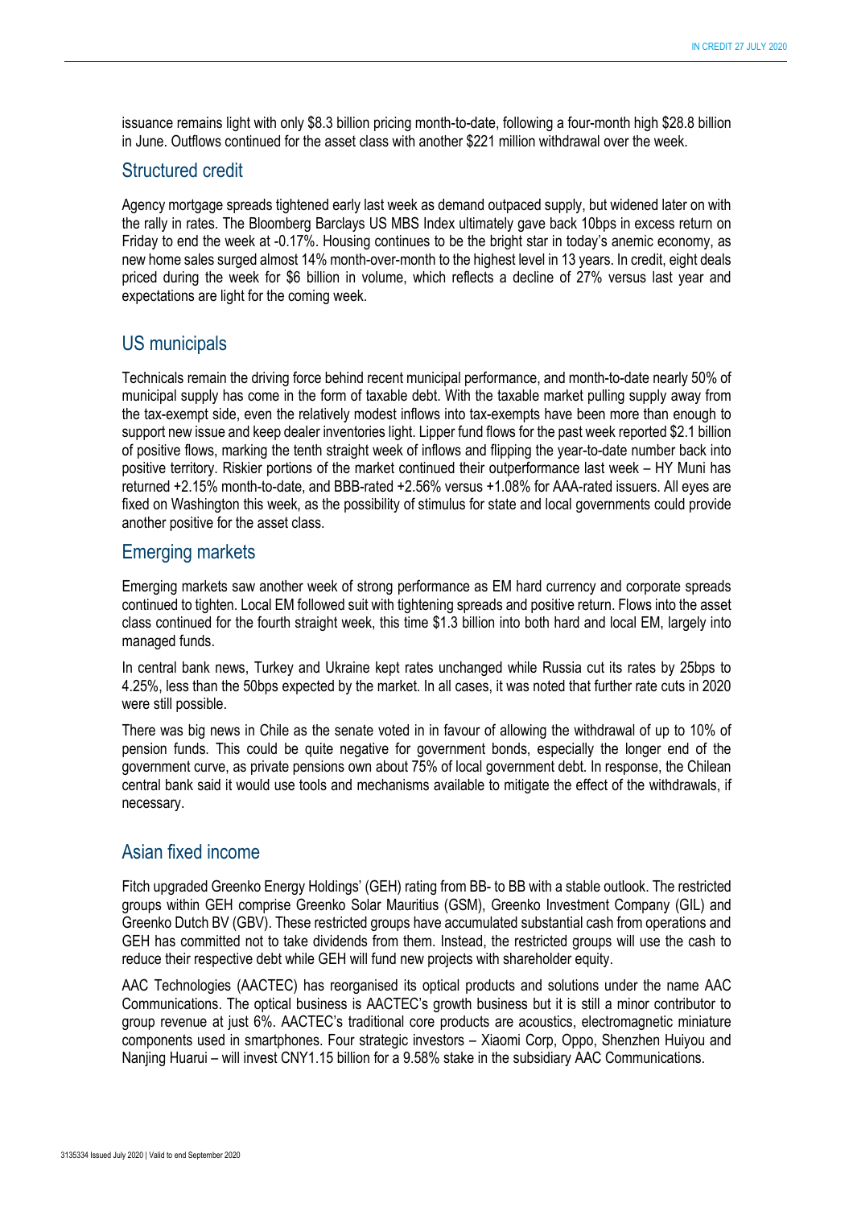issuance remains light with only $8.3 billion pricing month-to-date, following a four-month high $28.8 billion in June. Outflows continued for the asset class with another $221 million withdrawal over the week.

## Structured credit

Agency mortgage spreads tightened early last week as demand outpaced supply, but widened later on with the rally in rates. The Bloomberg Barclays US MBS Index ultimately gave back 10bps in excess return on Friday to end the week at -0.17%. Housing continues to be the bright star in today's anemic economy, as new home sales surged almost 14% month-over-month to the highest level in 13 years. In credit, eight deals priced during the week for $6 billion in volume, which reflects a decline of 27% versus last year and expectations are light for the coming week.

## US municipals

Technicals remain the driving force behind recent municipal performance, and month-to-date nearly 50% of municipal supply has come in the form of taxable debt. With the taxable market pulling supply away from the tax-exempt side, even the relatively modest inflows into tax-exempts have been more than enough to support new issue and keep dealer inventories light. Lipper fund flows for the past week reported $2.1 billion of positive flows, marking the tenth straight week of inflows and flipping the year-to-date number back into positive territory. Riskier portions of the market continued their outperformance last week – HY Muni has returned +2.15% month-to-date, and BBB-rated +2.56% versus +1.08% for AAA-rated issuers. All eyes are fixed on Washington this week, as the possibility of stimulus for state and local governments could provide another positive for the asset class.

## Emerging markets

Emerging markets saw another week of strong performance as EM hard currency and corporate spreads continued to tighten. Local EM followed suit with tightening spreads and positive return. Flows into the asset class continued for the fourth straight week, this time $1.3 billion into both hard and local EM, largely into managed funds.

In central bank news, Turkey and Ukraine kept rates unchanged while Russia cut its rates by 25bps to 4.25%, less than the 50bps expected by the market. In all cases, it was noted that further rate cuts in 2020 were still possible.

There was big news in Chile as the senate voted in in favour of allowing the withdrawal of up to 10% of pension funds. This could be quite negative for government bonds, especially the longer end of the government curve, as private pensions own about 75% of local government debt. In response, the Chilean central bank said it would use tools and mechanisms available to mitigate the effect of the withdrawals, if necessary.

## Asian fixed income

Fitch upgraded Greenko Energy Holdings' (GEH) rating from BB- to BB with a stable outlook. The restricted groups within GEH comprise Greenko Solar Mauritius (GSM), Greenko Investment Company (GIL) and Greenko Dutch BV (GBV). These restricted groups have accumulated substantial cash from operations and GEH has committed not to take dividends from them. Instead, the restricted groups will use the cash to reduce their respective debt while GEH will fund new projects with shareholder equity.

AAC Technologies (AACTEC) has reorganised its optical products and solutions under the name AAC Communications. The optical business is AACTEC's growth business but it is still a minor contributor to group revenue at just 6%. AACTEC's traditional core products are acoustics, electromagnetic miniature components used in smartphones. Four strategic investors – Xiaomi Corp, Oppo, Shenzhen Huiyou and Nanjing Huarui – will invest CNY1.15 billion for a 9.58% stake in the subsidiary AAC Communications.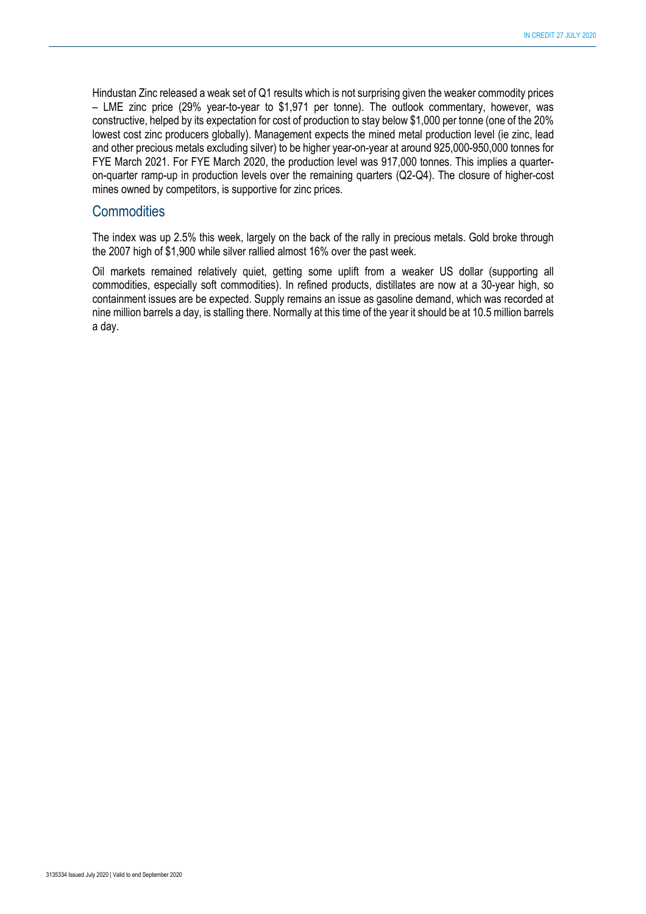Hindustan Zinc released a weak set of Q1 results which is not surprising given the weaker commodity prices – LME zinc price (29% year-to-year to $1,971 per tonne). The outlook commentary, however, was constructive, helped by its expectation for cost of production to stay below $1,000 per tonne (one of the 20% lowest cost zinc producers globally). Management expects the mined metal production level (ie zinc, lead and other precious metals excluding silver) to be higher year-on-year at around 925,000-950,000 tonnes for FYE March 2021. For FYE March 2020, the production level was 917,000 tonnes. This implies a quarter-on-quarter ramp-up in production levels over the remaining quarters (Q2-Q4). The closure of higher-cost mines owned by competitors, is supportive for zinc prices.

## Commodities

The index was up 2.5% this week, largely on the back of the rally in precious metals. Gold broke through the 2007 high of $1,900 while silver rallied almost 16% over the past week.

Oil markets remained relatively quiet, getting some uplift from a weaker US dollar (supporting all commodities, especially soft commodities). In refined products, distillates are now at a 30-year high, so containment issues are be expected. Supply remains an issue as gasoline demand, which was recorded at nine million barrels a day, is stalling there. Normally at this time of the year it should be at 10.5 million barrels a day.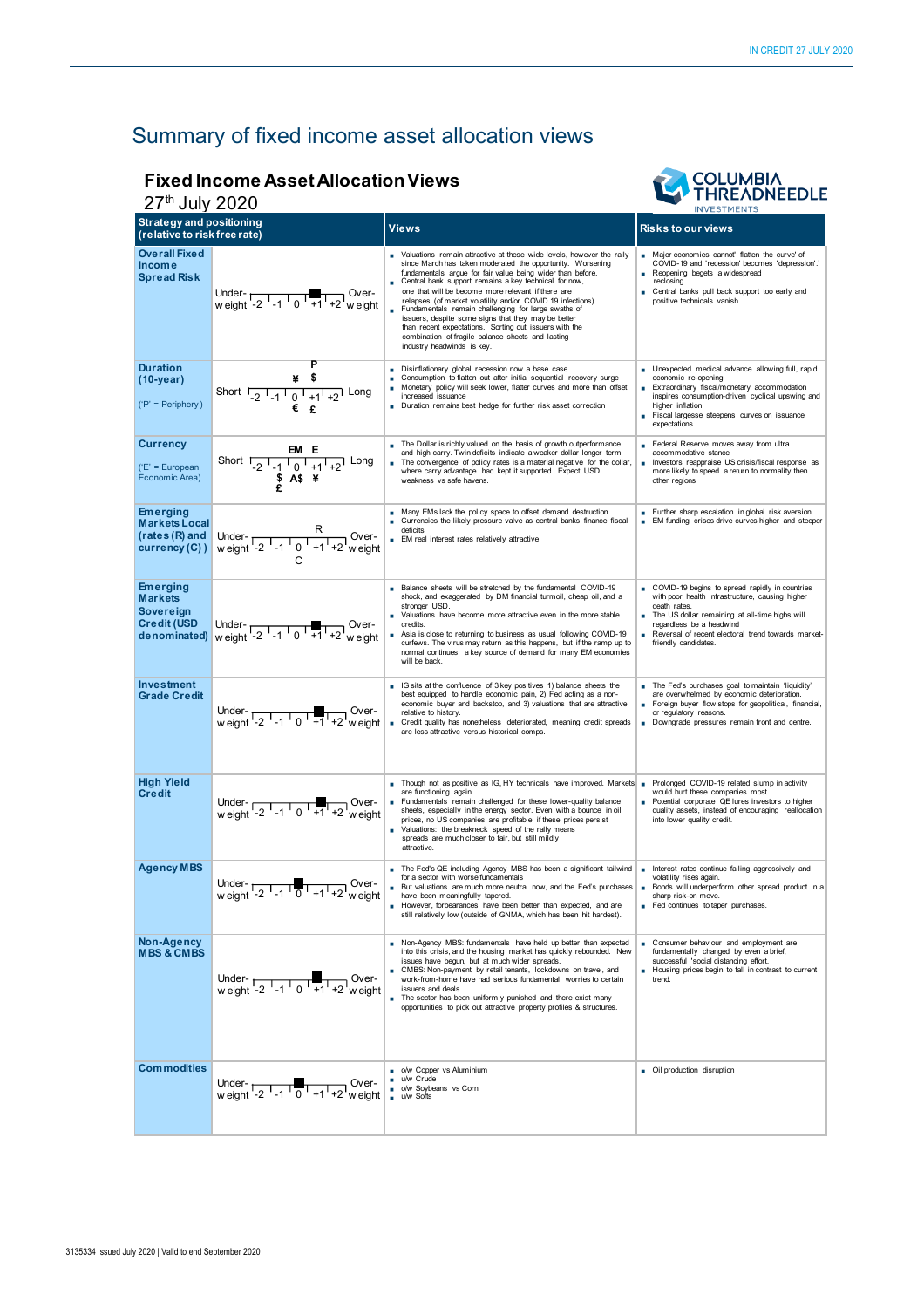# Summary of fixed income asset allocation views

## Fixed Income Asset Allocation Views

27th July 2020

| Strategy and positioning (relative to risk free rate) | | Views | Risks to our views |
|---|---|---|---|
| **Overall Fixed Income Spread Risk** | Under-weight -2 -1 0 +1 +2 Over-weight (position: +1) | ▪ Valuations remain attractive at these wide levels, however the rally since March has taken moderated the opportunity. Worsening fundamentals argue for fair value being wider than before.<br>▪ Central bank support remains a key technical for now, one that will be become more relevant if there are relapses (of market volatility and/or COVID 19 infections).<br>▪ Fundamentals remain challenging for large swaths of issuers, despite some signs that they may be better than recent expectations. Sorting out issuers with the combination of fragile balance sheets and lasting industry headwinds is key. | ▪ Major economies cannot' flatten the curve' of COVID-19 and 'recession' becomes 'depression'.'<br>▪ Reopening begets a widespread reclosing.<br>▪ Central banks pull back support too early and positive technicals vanish. |
| **Duration (10-year)**<br>('P' = Periphery) | Short -2 -1 0 +1 +2 Long (P: +1; ¥, $: 0/+1; €, £: 0/+1) | ▪ Disinflationary global recession now a base case<br>▪ Consumption to flatten out after initial sequential recovery surge<br>▪ Monetary policy will seek lower, flatter curves and more than offset increased issuance<br>▪ Duration remains best hedge for further risk asset correction | ▪ Unexpected medical advance allowing full, rapid economic re-opening<br>▪ Extraordinary fiscal/monetary accommodation inspires consumption-driven cyclical upswing and higher inflation<br>▪ Fiscal largesse steepens curves on issuance expectations |
| **Currency**<br>('E' = European Economic Area) | Short -2 -1 0 +1 +2 Long (EM, E: 0; $, A$, ¥, £: 0) | ▪ The Dollar is richly valued on the basis of growth outperformance and high carry. Twin deficits indicate a weaker dollar longer term<br>▪ The convergence of policy rates is a material negative for the dollar, where carry advantage had kept it supported. Expect USD weakness vs safe havens. | ▪ Federal Reserve moves away from ultra accommodative stance<br>▪ Investors reappraise US crisis/fiscal response as more likely to speed a return to normality then other regions |
| **Emerging Markets Local (rates (R) and currency (C))** | Under-weight -2 -1 0 +1 +2 Over-weight (R: +1; C: 0) | ▪ Many EMs lack the policy space to offset demand destruction<br>▪ Currencies the likely pressure valve as central banks finance fiscal deficits<br>▪ EM real interest rates relatively attractive | ▪ Further sharp escalation in global risk aversion<br>▪ EM funding crises drive curves higher and steeper |
| **Emerging Markets Sovereign Credit (USD denominated)** | Under-weight -2 -1 0 +1 +2 Over-weight (position: +1) | ▪ Balance sheets will be stretched by the fundamental COVID-19 shock, and exaggerated by DM financial turmoil, cheap oil, and a stronger USD.<br>▪ Valuations have become more attractive even in the more stable credits.<br>▪ Asia is close to returning to business as usual following COVID-19 curfews. The virus may return as this happens, but if the ramp up to normal continues, a key source of demand for many EM economies will be back. | ▪ COVID-19 begins to spread rapidly in countries with poor health infrastructure, causing higher death rates.<br>▪ The US dollar remaining at all-time highs will regardless be a headwind<br>▪ Reversal of recent electoral trend towards market-friendly candidates. |
| **Investment Grade Credit** | Under-weight -2 -1 0 +1 +2 Over-weight (position: +1) | ▪ IG sits at the confluence of 3 key positives 1) balance sheets the best equipped to handle economic pain, 2) Fed acting as a non-economic buyer and backstop, and 3) valuations that are attractive relative to history.<br>▪ Credit quality has nonetheless deteriorated, meaning credit spreads are less attractive versus historical comps. | ▪ The Fed's purchases goal to maintain 'liquidity' are overwhelmed by economic deterioration.<br>▪ Foreign buyer flow stops for geopolitical, financial, or regulatory reasons.<br>▪ Downgrade pressures remain front and centre. |
| **High Yield Credit** | Under-weight -2 -1 0 +1 +2 Over-weight (position: +1) | ▪ Though not as positive as IG, HY technicals have improved. Markets are functioning again.<br>▪ Fundamentals remain challenged for these lower-quality balance sheets, especially in the energy sector. Even with a bounce in oil prices, no US companies are profitable if these prices persist<br>▪ Valuations: the breakneck speed of the rally means spreads are much closer to fair, but still mildly attractive. | ▪ Prolonged COVID-19 related slump in activity would hurt these companies most.<br>▪ Potential corporate QE lures investors to higher quality assets, instead of encouraging reallocation into lower quality credit. |
| **Agency MBS** | Under-weight -2 -1 0 +1 +2 Over-weight (position: 0) | ▪ The Fed's QE including Agency MBS has been a significant tailwind for a sector with worse fundamentals<br>▪ But valuations are much more neutral now, and the Fed's purchases have been meaningfully tapered.<br>▪ However, forbearances have been better than expected, and are still relatively low (outside of GNMA, which has been hit hardest). | ▪ Interest rates continue falling aggressively and volatility rises again.<br>▪ Bonds will underperform other spread product in a sharp risk-on move.<br>▪ Fed continues to taper purchases. |
| **Non-Agency MBS & CMBS** | Under-weight -2 -1 0 +1 +2 Over-weight (position: +1) | ▪ Non-Agency MBS: fundamentals have held up better than expected into this crisis, and the housing market has quickly rebounded. New issues have begun, but at much wider spreads.<br>▪ CMBS: Non-payment by retail tenants, lockdowns on travel, and work-from-home have had serious fundamental worries to certain issuers and deals.<br>▪ The sector has been uniformly punished and there exist many opportunities to pick out attractive property profiles & structures. | ▪ Consumer behaviour and employment are fundamentally changed by even a brief, successful 'social distancing effort.<br>▪ Housing prices begin to fall in contrast to current trend. |
| **Commodities** | Under-weight -2 -1 0 +1 +2 Over-weight (position: 0) | ▪ o/w Copper vs Aluminium<br>▪ u/w Crude<br>▪ o/w Soybeans vs Corn<br>▪ u/w Softs | ▪ Oil production disruption |

3135334 Issued July 2020 | Valid to end September 2020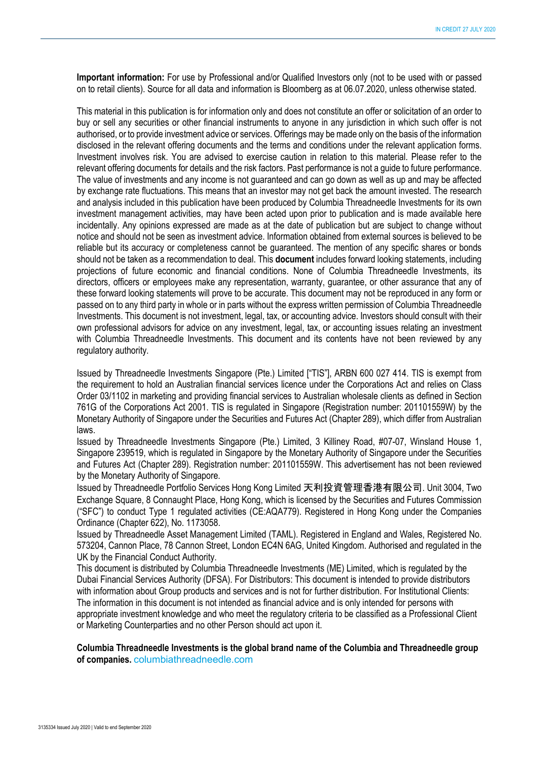**Important information:** For use by Professional and/or Qualified Investors only (not to be used with or passed on to retail clients). Source for all data and information is Bloomberg as at 06.07.2020, unless otherwise stated.

This material in this publication is for information only and does not constitute an offer or solicitation of an order to buy or sell any securities or other financial instruments to anyone in any jurisdiction in which such offer is not authorised, or to provide investment advice or services. Offerings may be made only on the basis of the information disclosed in the relevant offering documents and the terms and conditions under the relevant application forms. Investment involves risk. You are advised to exercise caution in relation to this material. Please refer to the relevant offering documents for details and the risk factors. Past performance is not a guide to future performance. The value of investments and any income is not guaranteed and can go down as well as up and may be affected by exchange rate fluctuations. This means that an investor may not get back the amount invested. The research and analysis included in this publication have been produced by Columbia Threadneedle Investments for its own investment management activities, may have been acted upon prior to publication and is made available here incidentally. Any opinions expressed are made as at the date of publication but are subject to change without notice and should not be seen as investment advice. Information obtained from external sources is believed to be reliable but its accuracy or completeness cannot be guaranteed. The mention of any specific shares or bonds should not be taken as a recommendation to deal. This **document** includes forward looking statements, including projections of future economic and financial conditions. None of Columbia Threadneedle Investments, its directors, officers or employees make any representation, warranty, guarantee, or other assurance that any of these forward looking statements will prove to be accurate. This document may not be reproduced in any form or passed on to any third party in whole or in parts without the express written permission of Columbia Threadneedle Investments. This document is not investment, legal, tax, or accounting advice. Investors should consult with their own professional advisors for advice on any investment, legal, tax, or accounting issues relating an investment with Columbia Threadneedle Investments. This document and its contents have not been reviewed by any regulatory authority.

Issued by Threadneedle Investments Singapore (Pte.) Limited ["TIS"], ARBN 600 027 414. TIS is exempt from the requirement to hold an Australian financial services licence under the Corporations Act and relies on Class Order 03/1102 in marketing and providing financial services to Australian wholesale clients as defined in Section 761G of the Corporations Act 2001. TIS is regulated in Singapore (Registration number: 201101559W) by the Monetary Authority of Singapore under the Securities and Futures Act (Chapter 289), which differ from Australian laws.

Issued by Threadneedle Investments Singapore (Pte.) Limited, 3 Killiney Road, #07-07, Winsland House 1, Singapore 239519, which is regulated in Singapore by the Monetary Authority of Singapore under the Securities and Futures Act (Chapter 289). Registration number: 201101559W. This advertisement has not been reviewed by the Monetary Authority of Singapore.

Issued by Threadneedle Portfolio Services Hong Kong Limited 天利投資管理香港有限公司. Unit 3004, Two Exchange Square, 8 Connaught Place, Hong Kong, which is licensed by the Securities and Futures Commission ("SFC") to conduct Type 1 regulated activities (CE:AQA779). Registered in Hong Kong under the Companies Ordinance (Chapter 622), No. 1173058.

Issued by Threadneedle Asset Management Limited (TAML). Registered in England and Wales, Registered No. 573204, Cannon Place, 78 Cannon Street, London EC4N 6AG, United Kingdom. Authorised and regulated in the UK by the Financial Conduct Authority.

This document is distributed by Columbia Threadneedle Investments (ME) Limited, which is regulated by the Dubai Financial Services Authority (DFSA). For Distributors: This document is intended to provide distributors with information about Group products and services and is not for further distribution. For Institutional Clients: The information in this document is not intended as financial advice and is only intended for persons with appropriate investment knowledge and who meet the regulatory criteria to be classified as a Professional Client or Marketing Counterparties and no other Person should act upon it.

**Columbia Threadneedle Investments is the global brand name of the Columbia and Threadneedle group of companies.** columbiathreadneedle.com

3135334 Issued July 2020 | Valid to end September 2020